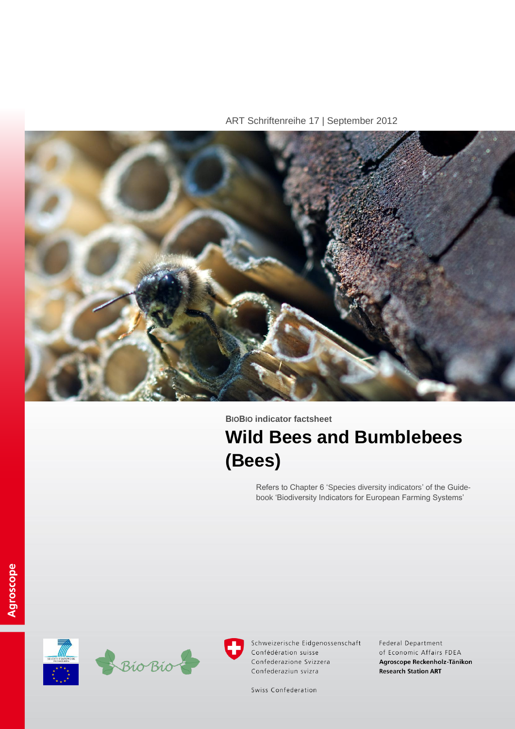ART Schriftenreihe 17 | September 2012

**BIOBIO indicator factsheet**

# Wild Bees and Bumblebees (Bees)

Refers to Chapter 6 'Species diversity indicators' of the Guidebook 'Biodiversity Indicators for European Farming Systems'

Agroscope

Schweizerische Eidgenossenschaft
Confédération suisse
Confederazione Svizzera
Confederaziun svizra

Swiss Confederation

Federal Department of Economic Affairs FDEA
**Agroscope Reckenholz-Tänikon Research Station ART**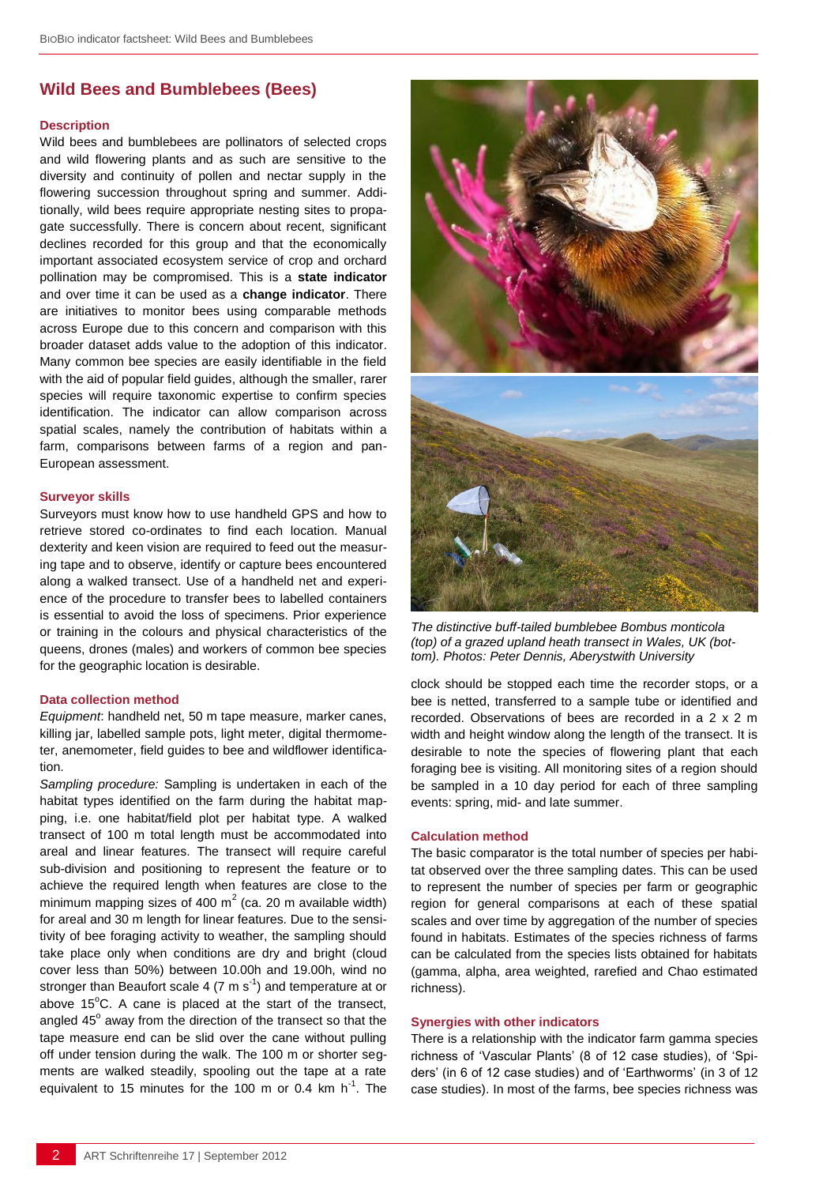## Wild Bees and Bumblebees (Bees)

### Description

Wild bees and bumblebees are pollinators of selected crops and wild flowering plants and as such are sensitive to the diversity and continuity of pollen and nectar supply in the flowering succession throughout spring and summer. Additionally, wild bees require appropriate nesting sites to propagate successfully. There is concern about recent, significant declines recorded for this group and that the economically important associated ecosystem service of crop and orchard pollination may be compromised. This is a **state indicator** and over time it can be used as a **change indicator**. There are initiatives to monitor bees using comparable methods across Europe due to this concern and comparison with this broader dataset adds value to the adoption of this indicator. Many common bee species are easily identifiable in the field with the aid of popular field guides, although the smaller, rarer species will require taxonomic expertise to confirm species identification. The indicator can allow comparison across spatial scales, namely the contribution of habitats within a farm, comparisons between farms of a region and pan-European assessment.

### Surveyor skills

Surveyors must know how to use handheld GPS and how to retrieve stored co-ordinates to find each location. Manual dexterity and keen vision are required to feed out the measuring tape and to observe, identify or capture bees encountered along a walked transect. Use of a handheld net and experience of the procedure to transfer bees to labelled containers is essential to avoid the loss of specimens. Prior experience or training in the colours and physical characteristics of the queens, drones (males) and workers of common bee species for the geographic location is desirable.

### Data collection method

*Equipment*: handheld net, 50 m tape measure, marker canes, killing jar, labelled sample pots, light meter, digital thermometer, anemometer, field guides to bee and wildflower identification.

*Sampling procedure:* Sampling is undertaken in each of the habitat types identified on the farm during the habitat mapping, i.e. one habitat/field plot per habitat type. A walked transect of 100 m total length must be accommodated into areal and linear features. The transect will require careful sub-division and positioning to represent the feature or to achieve the required length when features are close to the minimum mapping sizes of 400 $m^2$ (ca. 20 m available width) for areal and 30 m length for linear features. Due to the sensitivity of bee foraging activity to weather, the sampling should take place only when conditions are dry and bright (cloud cover less than 50%) between 10.00h and 19.00h, wind no stronger than Beaufort scale 4 (7 m $s^{-1}$) and temperature at or above 15°C. A cane is placed at the start of the transect, angled 45° away from the direction of the transect so that the tape measure end can be slid over the cane without pulling off under tension during the walk. The 100 m or shorter segments are walked steadily, spooling out the tape at a rate equivalent to 15 minutes for the 100 m or 0.4 km $h^{-1}$. The clock should be stopped each time the recorder stops, or a bee is netted, transferred to a sample tube or identified and recorded. Observations of bees are recorded in a 2 x 2 m width and height window along the length of the transect. It is desirable to note the species of flowering plant that each foraging bee is visiting. All monitoring sites of a region should be sampled in a 10 day period for each of three sampling events: spring, mid- and late summer.

*The distinctive buff-tailed bumblebee Bombus monticola (top) of a grazed upland heath transect in Wales, UK (bottom). Photos: Peter Dennis, Aberystwith University*

### Calculation method

The basic comparator is the total number of species per habitat observed over the three sampling dates. This can be used to represent the number of species per farm or geographic region for general comparisons at each of these spatial scales and over time by aggregation of the number of species found in habitats. Estimates of the species richness of farms can be calculated from the species lists obtained for habitats (gamma, alpha, area weighted, rarefied and Chao estimated richness).

### Synergies with other indicators

There is a relationship with the indicator farm gamma species richness of 'Vascular Plants' (8 of 12 case studies), of 'Spiders' (in 6 of 12 case studies) and of 'Earthworms' (in 3 of 12 case studies). In most of the farms, bee species richness was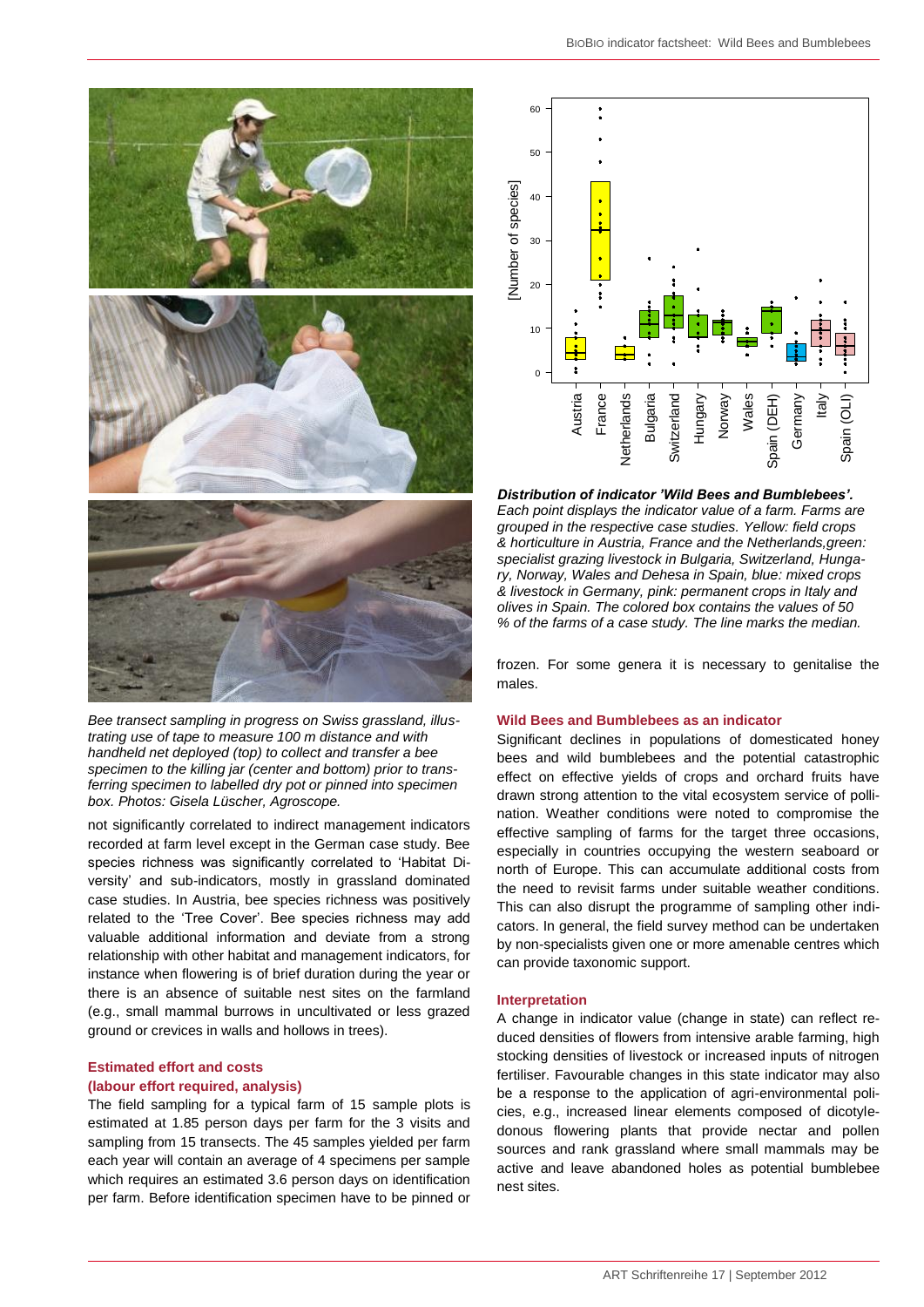*Bee transect sampling in progress on Swiss grassland, illustrating use of tape to measure 100 m distance and with handheld net deployed (top) to collect and transfer a bee specimen to the killing jar (center and bottom) prior to transferring specimen to labelled dry pot or pinned into specimen box. Photos: Gisela Lüscher, Agroscope.*

not significantly correlated to indirect management indicators recorded at farm level except in the German case study. Bee species richness was significantly correlated to 'Habitat Diversity' and sub-indicators, mostly in grassland dominated case studies. In Austria, bee species richness was positively related to the 'Tree Cover'. Bee species richness may add valuable additional information and deviate from a strong relationship with other habitat and management indicators, for instance when flowering is of brief duration during the year or there is an absence of suitable nest sites on the farmland (e.g., small mammal burrows in uncultivated or less grazed ground or crevices in walls and hollows in trees).

#### Estimated effort and costs (labour effort required, analysis)

The field sampling for a typical farm of 15 sample plots is estimated at 1.85 person days per farm for the 3 visits and sampling from 15 transects. The 45 samples yielded per farm each year will contain an average of 4 specimens per sample which requires an estimated 3.6 person days on identification per farm. Before identification specimen have to be pinned or frozen. For some genera it is necessary to genitalise the males.

***Distribution of indicator 'Wild Bees and Bumblebees'.*** *Each point displays the indicator value of a farm. Farms are grouped in the respective case studies. Yellow: field crops & horticulture in Austria, France and the Netherlands,green: specialist grazing livestock in Bulgaria, Switzerland, Hungary, Norway, Wales and Dehesa in Spain, blue: mixed crops & livestock in Germany, pink: permanent crops in Italy and olives in Spain. The colored box contains the values of 50 % of the farms of a case study. The line marks the median.*

#### Wild Bees and Bumblebees as an indicator

Significant declines in populations of domesticated honey bees and wild bumblebees and the potential catastrophic effect on effective yields of crops and orchard fruits have drawn strong attention to the vital ecosystem service of pollination. Weather conditions were noted to compromise the effective sampling of farms for the target three occasions, especially in countries occupying the western seaboard or north of Europe. This can accumulate additional costs from the need to revisit farms under suitable weather conditions. This can also disrupt the programme of sampling other indicators. In general, the field survey method can be undertaken by non-specialists given one or more amenable centres which can provide taxonomic support.

#### Interpretation

A change in indicator value (change in state) can reflect reduced densities of flowers from intensive arable farming, high stocking densities of livestock or increased inputs of nitrogen fertiliser. Favourable changes in this state indicator may also be a response to the application of agri-environmental policies, e.g., increased linear elements composed of dicotyledonous flowering plants that provide nectar and pollen sources and rank grassland where small mammals may be active and leave abandoned holes as potential bumblebee nest sites.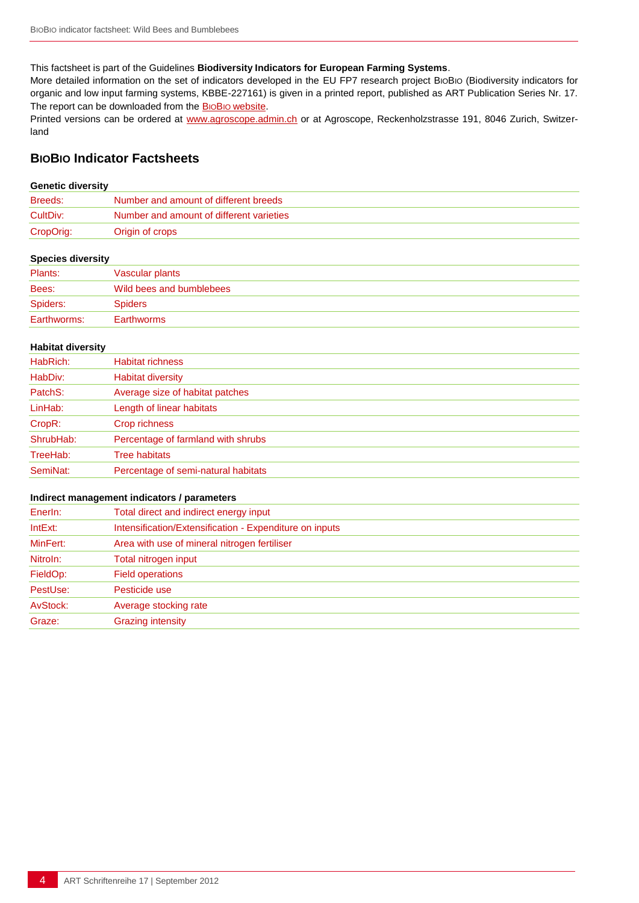This factsheet is part of the Guidelines **Biodiversity Indicators for European Farming Systems**.
More detailed information on the set of indicators developed in the EU FP7 research project BioBio (Biodiversity indicators for organic and low input farming systems, KBBE-227161) is given in a printed report, published as ART Publication Series Nr. 17. The report can be downloaded from the BioBio website.
Printed versions can be ordered at www.agroscope.admin.ch or at Agroscope, Reckenholzstrasse 191, 8046 Zurich, Switzerland

## BioBio Indicator Factsheets

**Genetic diversity**

| | |
|---|---|
| Breeds: | Number and amount of different breeds |
| CultDiv: | Number and amount of different varieties |
| CropOrig: | Origin of crops |

**Species diversity**

| | |
|---|---|
| Plants: | Vascular plants |
| Bees: | Wild bees and bumblebees |
| Spiders: | Spiders |
| Earthworms: | Earthworms |

**Habitat diversity**

| | |
|---|---|
| HabRich: | Habitat richness |
| HabDiv: | Habitat diversity |
| PatchS: | Average size of habitat patches |
| LinHab: | Length of linear habitats |
| CropR: | Crop richness |
| ShrubHab: | Percentage of farmland with shrubs |
| TreeHab: | Tree habitats |
| SemiNat: | Percentage of semi-natural habitats |

**Indirect management indicators / parameters**

| | |
|---|---|
| EnerIn: | Total direct and indirect energy input |
| IntExt: | Intensification/Extensification - Expenditure on inputs |
| MinFert: | Area with use of mineral nitrogen fertiliser |
| NitroIn: | Total nitrogen input |
| FieldOp: | Field operations |
| PestUse: | Pesticide use |
| AvStock: | Average stocking rate |
| Graze: | Grazing intensity |